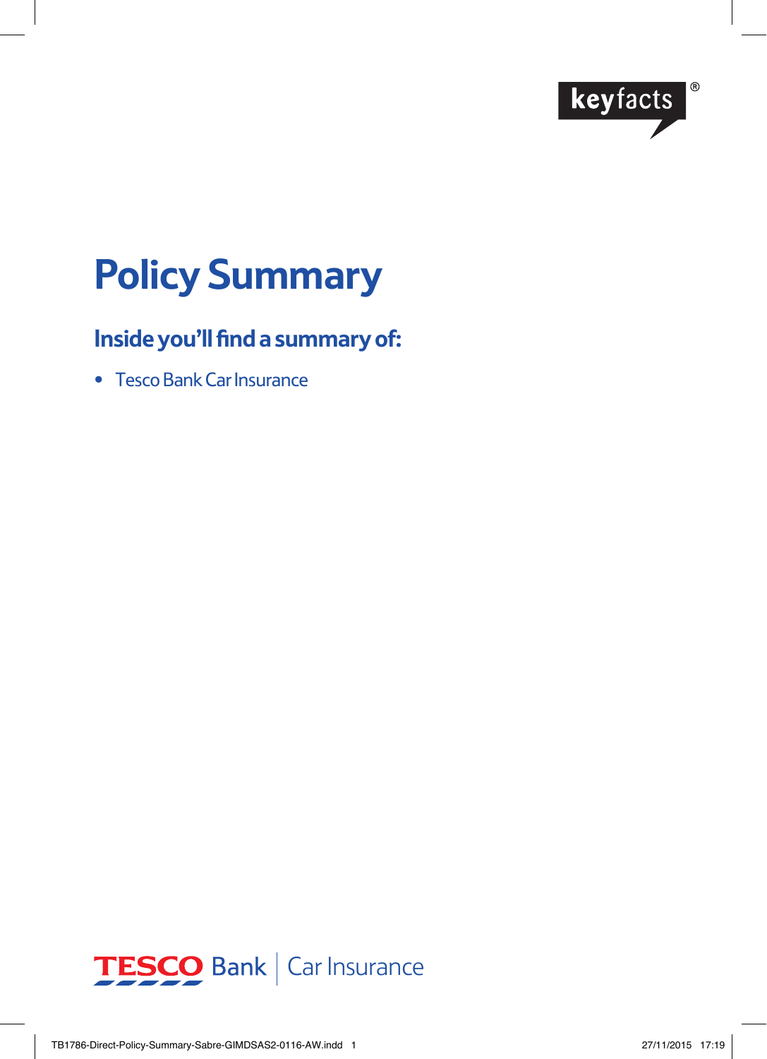keyfacts®

# Policy Summary

## Inside you'll find a summary of:

- Tesco Bank Car Insurance

TESCO Bank | Car Insurance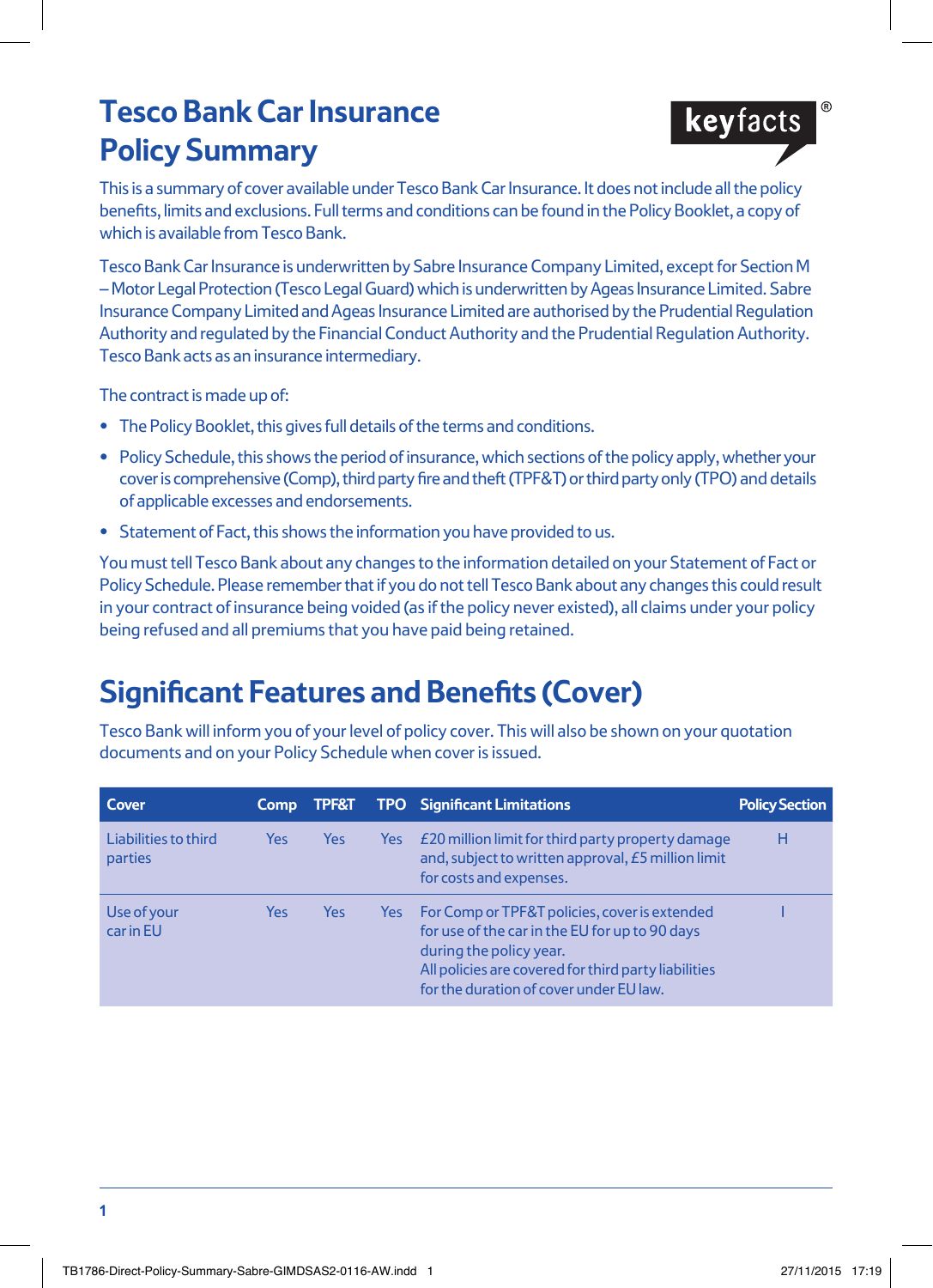# Tesco Bank Car Insurance Policy Summary

keyfacts®

This is a summary of cover available under Tesco Bank Car Insurance. It does not include all the policy benefits, limits and exclusions. Full terms and conditions can be found in the Policy Booklet, a copy of which is available from Tesco Bank.

Tesco Bank Car Insurance is underwritten by Sabre Insurance Company Limited, except for Section M – Motor Legal Protection (Tesco Legal Guard) which is underwritten by Ageas Insurance Limited. Sabre Insurance Company Limited and Ageas Insurance Limited are authorised by the Prudential Regulation Authority and regulated by the Financial Conduct Authority and the Prudential Regulation Authority. Tesco Bank acts as an insurance intermediary.

The contract is made up of:

- The Policy Booklet, this gives full details of the terms and conditions.
- Policy Schedule, this shows the period of insurance, which sections of the policy apply, whether your cover is comprehensive (Comp), third party fire and theft (TPF&T) or third party only (TPO) and details of applicable excesses and endorsements.
- Statement of Fact, this shows the information you have provided to us.

You must tell Tesco Bank about any changes to the information detailed on your Statement of Fact or Policy Schedule. Please remember that if you do not tell Tesco Bank about any changes this could result in your contract of insurance being voided (as if the policy never existed), all claims under your policy being refused and all premiums that you have paid being retained.

## Significant Features and Benefits (Cover)

Tesco Bank will inform you of your level of policy cover. This will also be shown on your quotation documents and on your Policy Schedule when cover is issued.

| Cover | Comp | TPF&T | TPO | Significant Limitations | Policy Section |
|---|---|---|---|---|---|
| Liabilities to third parties | Yes | Yes | Yes | £20 million limit for third party property damage and, subject to written approval, £5 million limit for costs and expenses. | H |
| Use of your car in EU | Yes | Yes | Yes | For Comp or TPF&T policies, cover is extended for use of the car in the EU for up to 90 days during the policy year. All policies are covered for third party liabilities for the duration of cover under EU law. | I |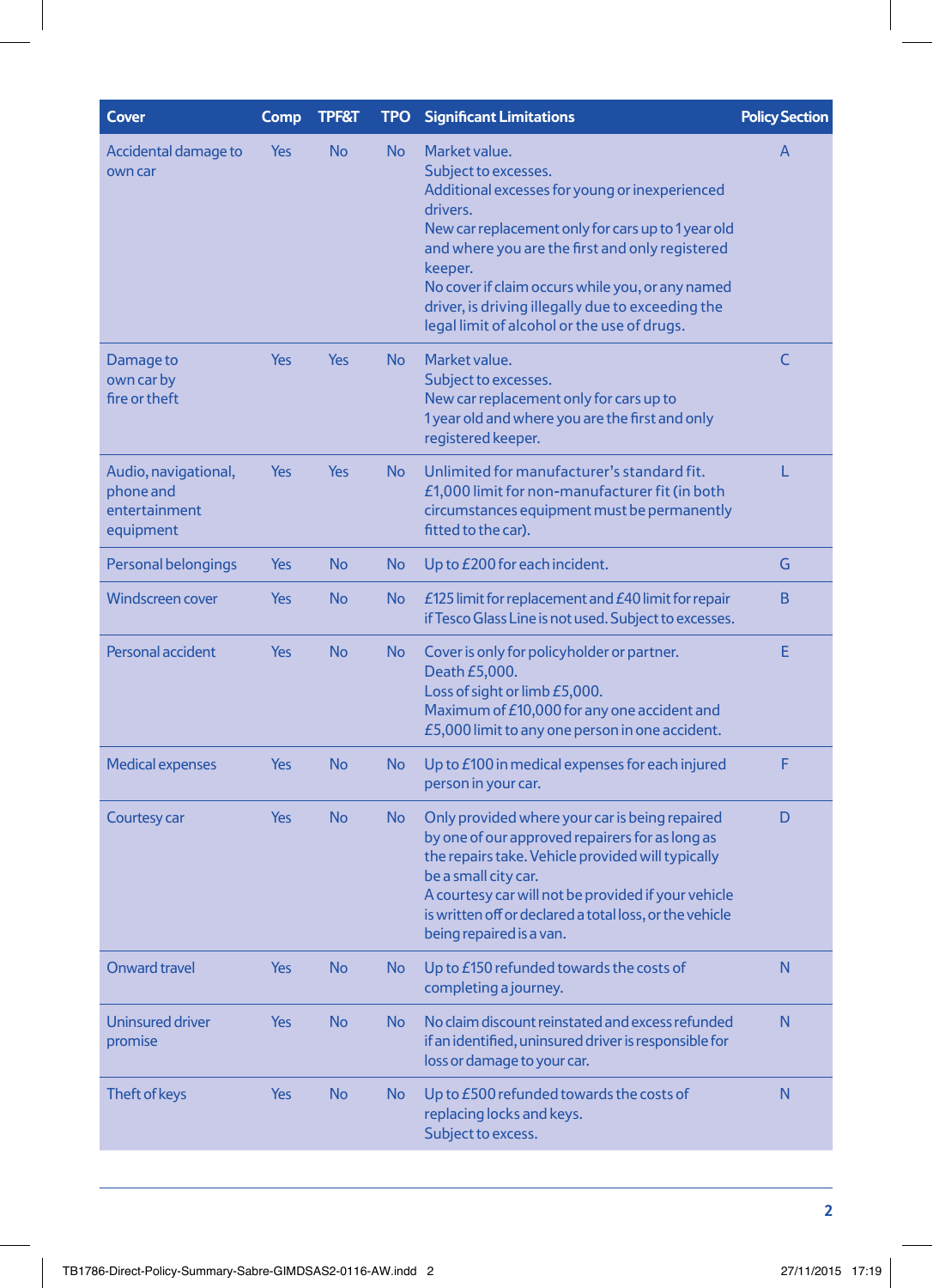| Cover | Comp | TPF&T | TPO | Significant Limitations | Policy Section |
|---|---|---|---|---|---|
| Accidental damage to own car | Yes | No | No | Market value. Subject to excesses. Additional excesses for young or inexperienced drivers. New car replacement only for cars up to 1 year old and where you are the first and only registered keeper. No cover if claim occurs while you, or any named driver, is driving illegally due to exceeding the legal limit of alcohol or the use of drugs. | A |
| Damage to own car by fire or theft | Yes | Yes | No | Market value. Subject to excesses. New car replacement only for cars up to 1 year old and where you are the first and only registered keeper. | C |
| Audio, navigational, phone and entertainment equipment | Yes | Yes | No | Unlimited for manufacturer's standard fit. £1,000 limit for non-manufacturer fit (in both circumstances equipment must be permanently fitted to the car). | L |
| Personal belongings | Yes | No | No | Up to £200 for each incident. | G |
| Windscreen cover | Yes | No | No | £125 limit for replacement and £40 limit for repair if Tesco Glass Line is not used. Subject to excesses. | B |
| Personal accident | Yes | No | No | Cover is only for policyholder or partner. Death £5,000. Loss of sight or limb £5,000. Maximum of £10,000 for any one accident and £5,000 limit to any one person in one accident. | E |
| Medical expenses | Yes | No | No | Up to £100 in medical expenses for each injured person in your car. | F |
| Courtesy car | Yes | No | No | Only provided where your car is being repaired by one of our approved repairers for as long as the repairs take. Vehicle provided will typically be a small city car. A courtesy car will not be provided if your vehicle is written off or declared a total loss, or the vehicle being repaired is a van. | D |
| Onward travel | Yes | No | No | Up to £150 refunded towards the costs of completing a journey. | N |
| Uninsured driver promise | Yes | No | No | No claim discount reinstated and excess refunded if an identified, uninsured driver is responsible for loss or damage to your car. | N |
| Theft of keys | Yes | No | No | Up to £500 refunded towards the costs of replacing locks and keys. Subject to excess. | N |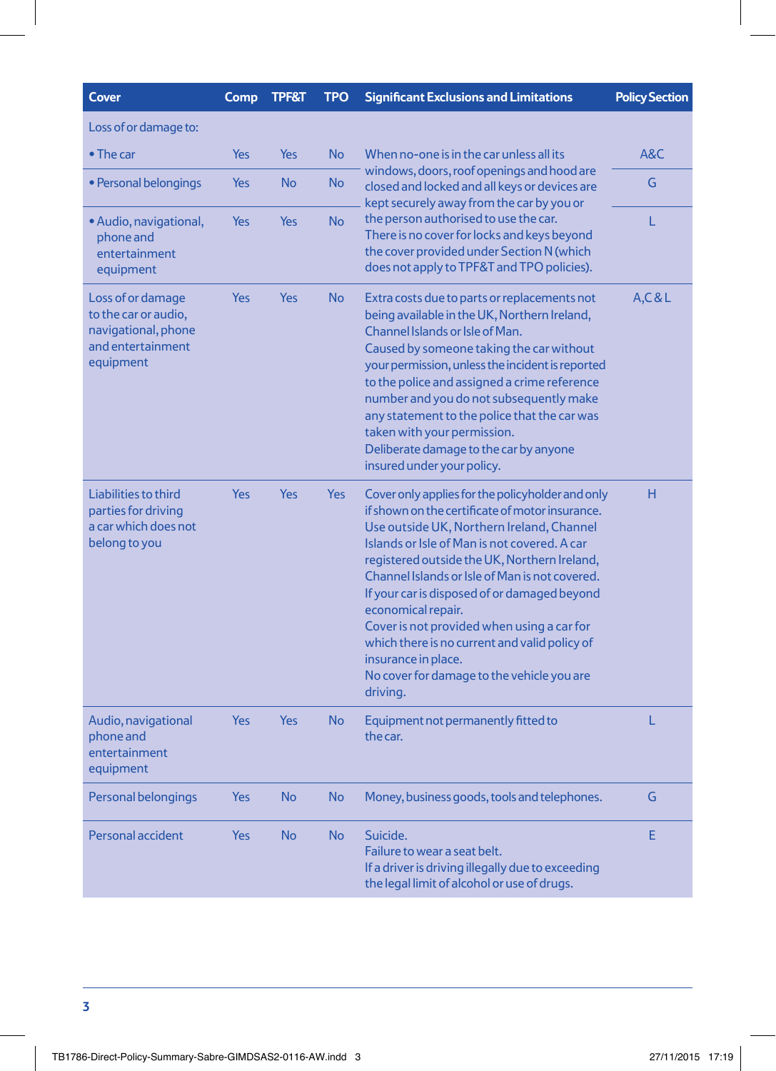| Cover | Comp | TPF&T | TPO | Significant Exclusions and Limitations | Policy Section |
|---|---|---|---|---|---|
| Loss of or damage to: | | | | | |
| • The car | Yes | Yes | No | When no-one is in the car unless all its windows, doors, roof openings and hood are closed and locked and all keys or devices are kept securely away from the car by you or the person authorised to use the car. There is no cover for locks and keys beyond the cover provided under Section N (which does not apply to TPF&T and TPO policies). | A&C |
| • Personal belongings | Yes | No | No | | G |
| • Audio, navigational, phone and entertainment equipment | Yes | Yes | No | | L |
| Loss of or damage to the car or audio, navigational, phone and entertainment equipment | Yes | Yes | No | Extra costs due to parts or replacements not being available in the UK, Northern Ireland, Channel Islands or Isle of Man. Caused by someone taking the car without your permission, unless the incident is reported to the police and assigned a crime reference number and you do not subsequently make any statement to the police that the car was taken with your permission. Deliberate damage to the car by anyone insured under your policy. | A,C & L |
| Liabilities to third parties for driving a car which does not belong to you | Yes | Yes | Yes | Cover only applies for the policyholder and only if shown on the certificate of motor insurance. Use outside UK, Northern Ireland, Channel Islands or Isle of Man is not covered. A car registered outside the UK, Northern Ireland, Channel Islands or Isle of Man is not covered. If your car is disposed of or damaged beyond economical repair. Cover is not provided when using a car for which there is no current and valid policy of insurance in place. No cover for damage to the vehicle you are driving. | H |
| Audio, navigational phone and entertainment equipment | Yes | Yes | No | Equipment not permanently fitted to the car. | L |
| Personal belongings | Yes | No | No | Money, business goods, tools and telephones. | G |
| Personal accident | Yes | No | No | Suicide. Failure to wear a seat belt. If a driver is driving illegally due to exceeding the legal limit of alcohol or use of drugs. | E |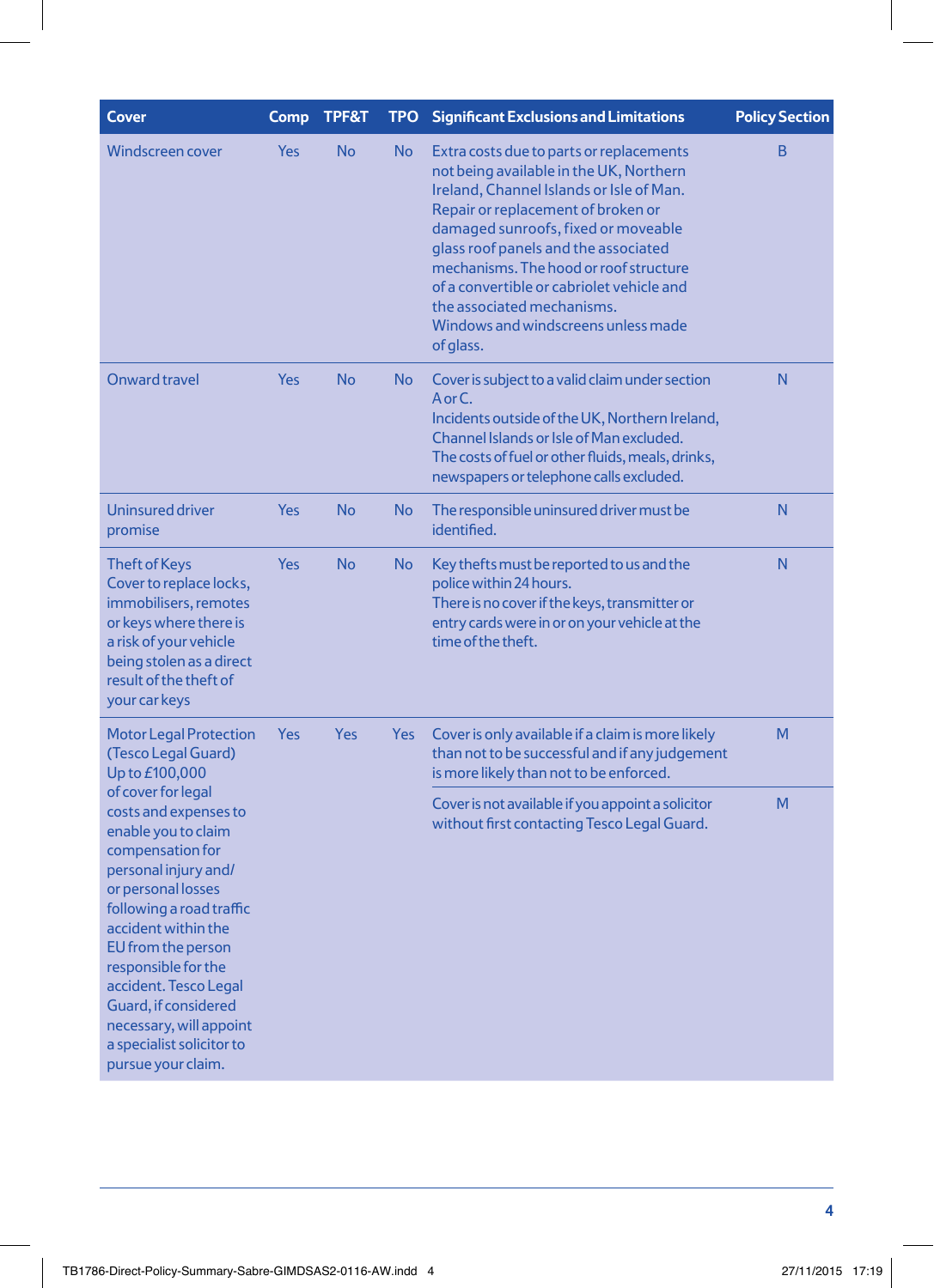| Cover | Comp | TPF&T | TPO | Significant Exclusions and Limitations | Policy Section |
|---|---|---|---|---|---|
| Windscreen cover | Yes | No | No | Extra costs due to parts or replacements not being available in the UK, Northern Ireland, Channel Islands or Isle of Man. Repair or replacement of broken or damaged sunroofs, fixed or moveable glass roof panels and the associated mechanisms. The hood or roof structure of a convertible or cabriolet vehicle and the associated mechanisms. Windows and windscreens unless made of glass. | B |
| Onward travel | Yes | No | No | Cover is subject to a valid claim under section A or C. Incidents outside of the UK, Northern Ireland, Channel Islands or Isle of Man excluded. The costs of fuel or other fluids, meals, drinks, newspapers or telephone calls excluded. | N |
| Uninsured driver promise | Yes | No | No | The responsible uninsured driver must be identified. | N |
| Theft of Keys Cover to replace locks, immobilisers, remotes or keys where there is a risk of your vehicle being stolen as a direct result of the theft of your car keys | Yes | No | No | Key thefts must be reported to us and the police within 24 hours. There is no cover if the keys, transmitter or entry cards were in or on your vehicle at the time of the theft. | N |
| Motor Legal Protection (Tesco Legal Guard) Up to £100,000 of cover for legal costs and expenses to enable you to claim compensation for personal injury and/ or personal losses following a road traffic accident within the EU from the person responsible for the accident. Tesco Legal Guard, if considered necessary, will appoint a specialist solicitor to pursue your claim. | Yes | Yes | Yes | Cover is only available if a claim is more likely than not to be successful and if any judgement is more likely than not to be enforced. | M |
| | | | | Cover is not available if you appoint a solicitor without first contacting Tesco Legal Guard. | M |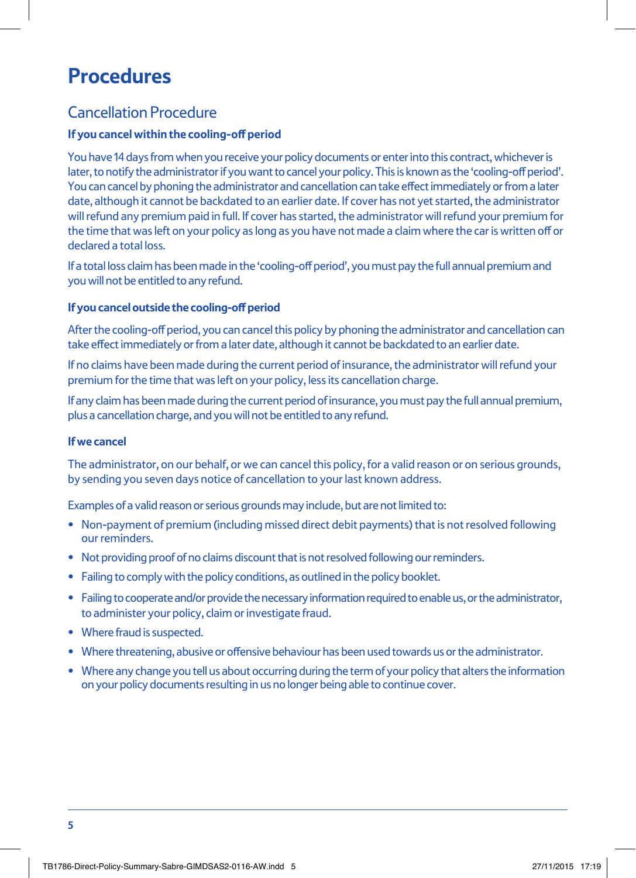# Procedures

## Cancellation Procedure

### If you cancel within the cooling-off period

You have 14 days from when you receive your policy documents or enter into this contract, whichever is later, to notify the administrator if you want to cancel your policy. This is known as the 'cooling-off period'. You can cancel by phoning the administrator and cancellation can take effect immediately or from a later date, although it cannot be backdated to an earlier date. If cover has not yet started, the administrator will refund any premium paid in full. If cover has started, the administrator will refund your premium for the time that was left on your policy as long as you have not made a claim where the car is written off or declared a total loss.

If a total loss claim has been made in the 'cooling-off period', you must pay the full annual premium and you will not be entitled to any refund.

### If you cancel outside the cooling-off period

After the cooling-off period, you can cancel this policy by phoning the administrator and cancellation can take effect immediately or from a later date, although it cannot be backdated to an earlier date.

If no claims have been made during the current period of insurance, the administrator will refund your premium for the time that was left on your policy, less its cancellation charge.

If any claim has been made during the current period of insurance, you must pay the full annual premium, plus a cancellation charge, and you will not be entitled to any refund.

### If we cancel

The administrator, on our behalf, or we can cancel this policy, for a valid reason or on serious grounds, by sending you seven days notice of cancellation to your last known address.

Examples of a valid reason or serious grounds may include, but are not limited to:

- Non-payment of premium (including missed direct debit payments) that is not resolved following our reminders.
- Not providing proof of no claims discount that is not resolved following our reminders.
- Failing to comply with the policy conditions, as outlined in the policy booklet.
- Failing to cooperate and/or provide the necessary information required to enable us, or the administrator, to administer your policy, claim or investigate fraud.
- Where fraud is suspected.
- Where threatening, abusive or offensive behaviour has been used towards us or the administrator.
- Where any change you tell us about occurring during the term of your policy that alters the information on your policy documents resulting in us no longer being able to continue cover.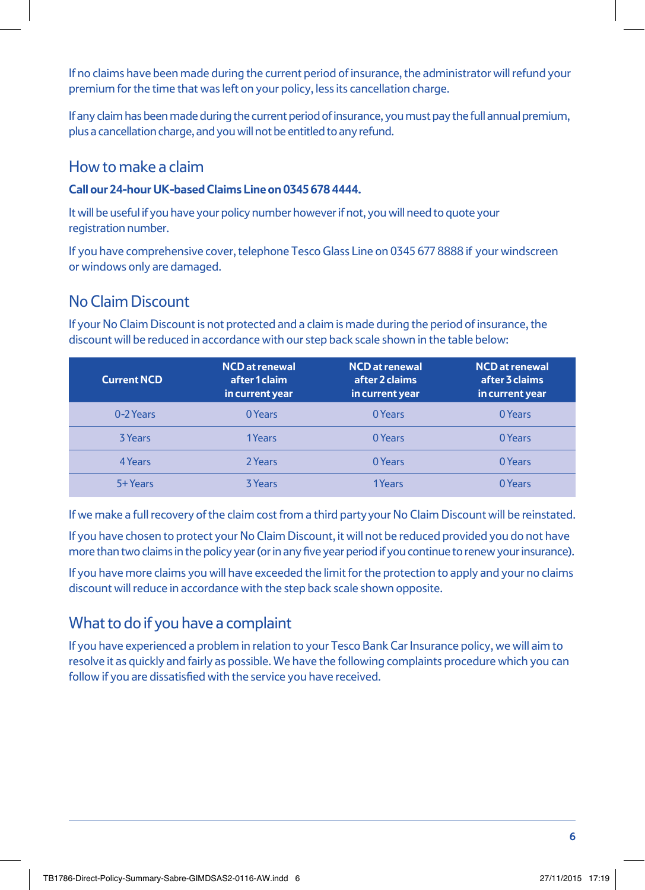If no claims have been made during the current period of insurance, the administrator will refund your premium for the time that was left on your policy, less its cancellation charge.

If any claim has been made during the current period of insurance, you must pay the full annual premium, plus a cancellation charge, and you will not be entitled to any refund.

## How to make a claim

**Call our 24-hour UK-based Claims Line on 0345 678 4444.**

It will be useful if you have your policy number however if not, you will need to quote your registration number.

If you have comprehensive cover, telephone Tesco Glass Line on 0345 677 8888 if your windscreen or windows only are damaged.

## No Claim Discount

If your No Claim Discount is not protected and a claim is made during the period of insurance, the discount will be reduced in accordance with our step back scale shown in the table below:

| Current NCD | NCD at renewal after 1 claim in current year | NCD at renewal after 2 claims in current year | NCD at renewal after 3 claims in current year |
|---|---|---|---|
| 0-2 Years | 0 Years | 0 Years | 0 Years |
| 3 Years | 1 Years | 0 Years | 0 Years |
| 4 Years | 2 Years | 0 Years | 0 Years |
| 5+ Years | 3 Years | 1 Years | 0 Years |

If we make a full recovery of the claim cost from a third party your No Claim Discount will be reinstated.

If you have chosen to protect your No Claim Discount, it will not be reduced provided you do not have more than two claims in the policy year (or in any five year period if you continue to renew your insurance).

If you have more claims you will have exceeded the limit for the protection to apply and your no claims discount will reduce in accordance with the step back scale shown opposite.

## What to do if you have a complaint

If you have experienced a problem in relation to your Tesco Bank Car Insurance policy, we will aim to resolve it as quickly and fairly as possible. We have the following complaints procedure which you can follow if you are dissatisfied with the service you have received.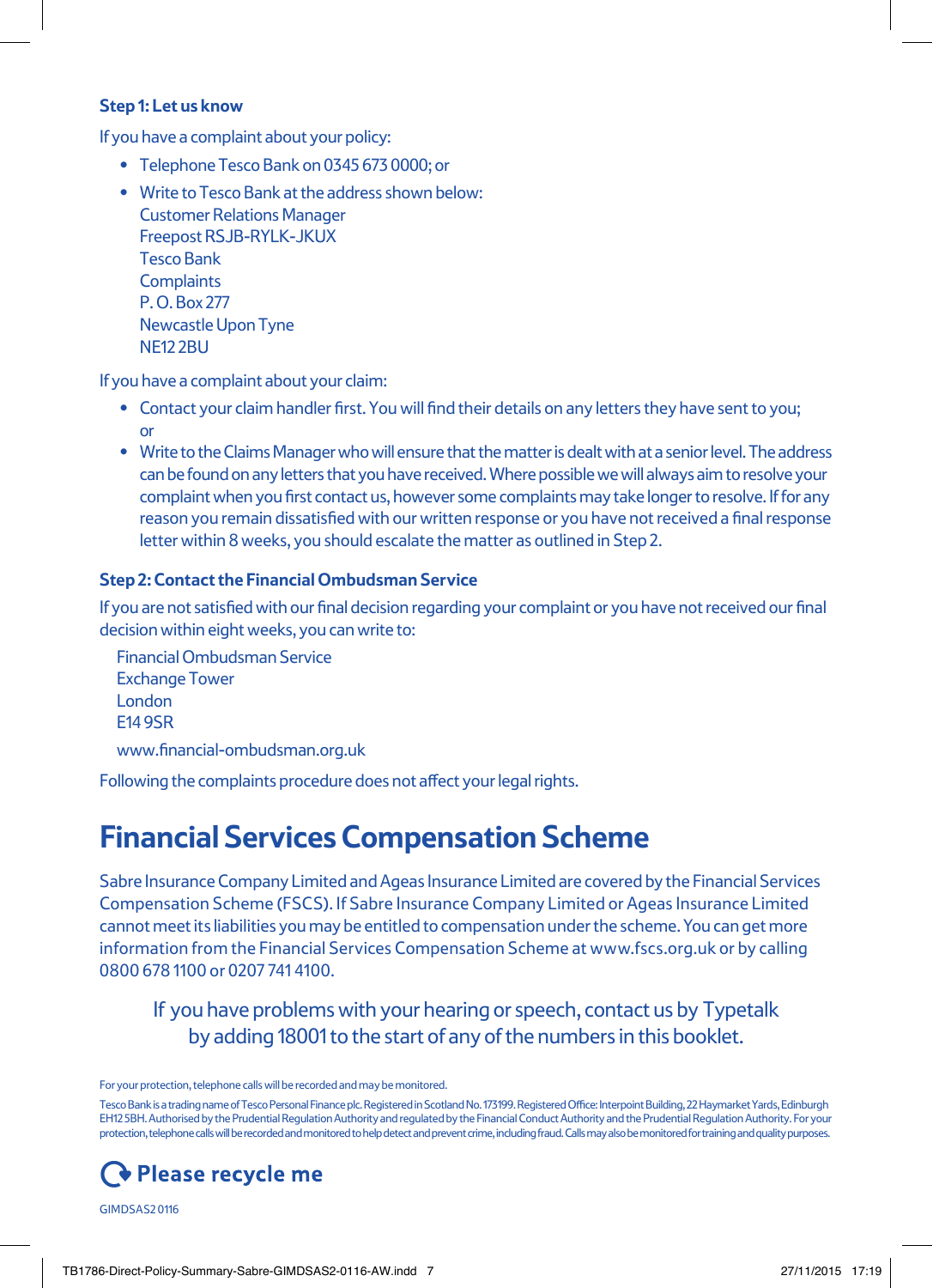### Step 1: Let us know

If you have a complaint about your policy:

- Telephone Tesco Bank on 0345 673 0000; or
- Write to Tesco Bank at the address shown below:
  Customer Relations Manager
  Freepost RSJB-RYLK-JKUX
  Tesco Bank
  Complaints
  P. O. Box 277
  Newcastle Upon Tyne
  NE12 2BU

If you have a complaint about your claim:

- Contact your claim handler first. You will find their details on any letters they have sent to you; or
- Write to the Claims Manager who will ensure that the matter is dealt with at a senior level. The address can be found on any letters that you have received. Where possible we will always aim to resolve your complaint when you first contact us, however some complaints may take longer to resolve. If for any reason you remain dissatisfied with our written response or you have not received a final response letter within 8 weeks, you should escalate the matter as outlined in Step 2.

### Step 2: Contact the Financial Ombudsman Service

If you are not satisfied with our final decision regarding your complaint or you have not received our final decision within eight weeks, you can write to:

Financial Ombudsman Service
Exchange Tower
London
E14 9SR

www.financial-ombudsman.org.uk

Following the complaints procedure does not affect your legal rights.

# Financial Services Compensation Scheme

Sabre Insurance Company Limited and Ageas Insurance Limited are covered by the Financial Services Compensation Scheme (FSCS). If Sabre Insurance Company Limited or Ageas Insurance Limited cannot meet its liabilities you may be entitled to compensation under the scheme. You can get more information from the Financial Services Compensation Scheme at www.fscs.org.uk or by calling 0800 678 1100 or 0207 741 4100.

If you have problems with your hearing or speech, contact us by Typetalk by adding 18001 to the start of any of the numbers in this booklet.

For your protection, telephone calls will be recorded and may be monitored.

Tesco Bank is a trading name of Tesco Personal Finance plc. Registered in Scotland No. 173199. Registered Office: Interpoint Building, 22 Haymarket Yards, Edinburgh EH12 5BH. Authorised by the Prudential Regulation Authority and regulated by the Financial Conduct Authority and the Prudential Regulation Authority. For your protection, telephone calls will be recorded and monitored to help detect and prevent crime, including fraud. Calls may also be monitored for training and quality purposes.

**Please recycle me**

GIMDSAS2 0116